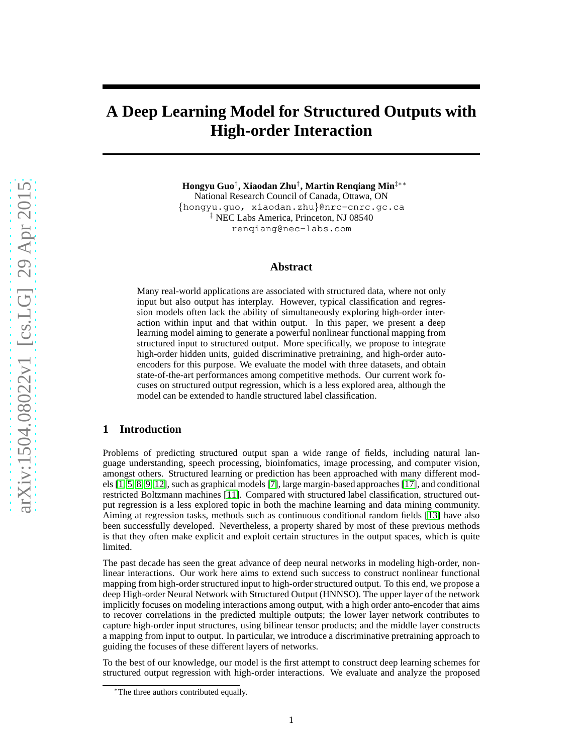# A Deep Learning Model for Structured Outputs with High-order Interaction

**Hongyu Guo**[†], **Xiaodan Zhu**[†], **Martin Renqiang Min**[‡∗∗]
National Research Council of Canada, Ottawa, ON
{hongyu.guo, xiaodan.zhu}@nrc-cnrc.gc.ca
[‡] NEC Labs America, Princeton, NJ 08540
renqiang@nec-labs.com

## Abstract

Many real-world applications are associated with structured data, where not only input but also output has interplay. However, typical classification and regression models often lack the ability of simultaneously exploring high-order interaction within input and that within output. In this paper, we present a deep learning model aiming to generate a powerful nonlinear functional mapping from structured input to structured output. More specifically, we propose to integrate high-order hidden units, guided discriminative pretraining, and high-order auto-encoders for this purpose. We evaluate the model with three datasets, and obtain state-of-the-art performances among competitive methods. Our current work focuses on structured output regression, which is a less explored area, although the model can be extended to handle structured label classification.

## 1 Introduction

Problems of predicting structured output span a wide range of fields, including natural language understanding, speech processing, bioinfomatics, image processing, and computer vision, amongst others. Structured learning or prediction has been approached with many different models [1, 5, 8, 9, 12], such as graphical models [7], large margin-based approaches [17], and conditional restricted Boltzmann machines [11]. Compared with structured label classification, structured output regression is a less explored topic in both the machine learning and data mining community. Aiming at regression tasks, methods such as continuous conditional random fields [13] have also been successfully developed. Nevertheless, a property shared by most of these previous methods is that they often make explicit and exploit certain structures in the output spaces, which is quite limited.

The past decade has seen the great advance of deep neural networks in modeling high-order, nonlinear interactions. Our work here aims to extend such success to construct nonlinear functional mapping from high-order structured input to high-order structured output. To this end, we propose a deep High-order Neural Network with Structured Output (HNNSO). The upper layer of the network implicitly focuses on modeling interactions among output, with a high order anto-encoder that aims to recover correlations in the predicted multiple outputs; the lower layer network contributes to capture high-order input structures, using bilinear tensor products; and the middle layer constructs a mapping from input to output. In particular, we introduce a discriminative pretraining approach to guiding the focuses of these different layers of networks.

To the best of our knowledge, our model is the first attempt to construct deep learning schemes for structured output regression with high-order interactions. We evaluate and analyze the proposed

[∗]The three authors contributed equally.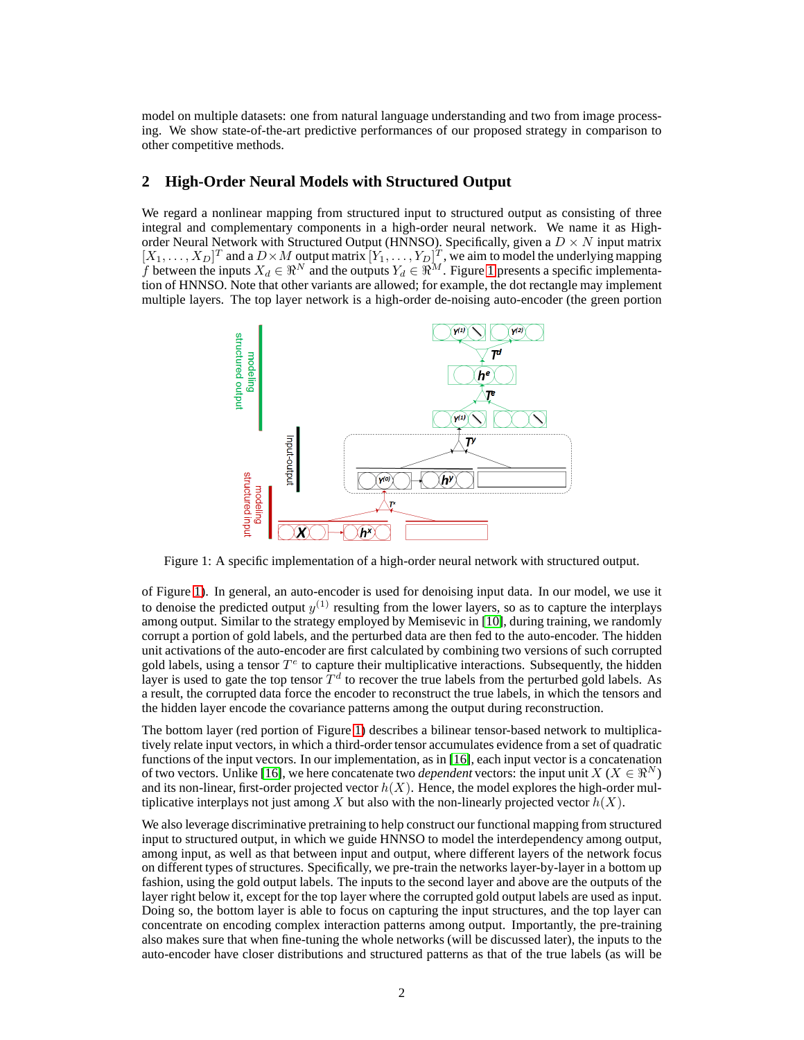model on multiple datasets: one from natural language understanding and two from image processing. We show state-of-the-art predictive performances of our proposed strategy in comparison to other competitive methods.

## 2 High-Order Neural Models with Structured Output

We regard a nonlinear mapping from structured input to structured output as consisting of three integral and complementary components in a high-order neural network. We name it as High-order Neural Network with Structured Output (HNNSO). Specifically, given a $D \times N$ input matrix $[X_1, \ldots, X_D]^T$ and a $D \times M$ output matrix $[Y_1, \ldots, Y_D]^T$, we aim to model the underlying mapping $f$ between the inputs $X_d \in \Re^N$ and the outputs $Y_d \in \Re^M$. Figure 1 presents a specific implementation of HNNSO. Note that other variants are allowed; for example, the dot rectangle may implement multiple layers. The top layer network is a high-order de-noising auto-encoder (the green portion of Figure 1). In general, an auto-encoder is used for denoising input data. In our model, we use it to denoise the predicted output $y^{(1)}$ resulting from the lower layers, so as to capture the interplays among output. Similar to the strategy employed by Memisevic in [10], during training, we randomly corrupt a portion of gold labels, and the perturbed data are then fed to the auto-encoder. The hidden unit activations of the auto-encoder are first calculated by combining two versions of such corrupted gold labels, using a tensor $T^e$ to capture their multiplicative interactions. Subsequently, the hidden layer is used to gate the top tensor $T^d$ to recover the true labels from the perturbed gold labels. As a result, the corrupted data force the encoder to reconstruct the true labels, in which the tensors and the hidden layer encode the covariance patterns among the output during reconstruction.

Figure 1: A specific implementation of a high-order neural network with structured output.

The bottom layer (red portion of Figure 1) describes a bilinear tensor-based network to multiplicatively relate input vectors, in which a third-order tensor accumulates evidence from a set of quadratic functions of the input vectors. In our implementation, as in [16], each input vector is a concatenation of two vectors. Unlike [16], we here concatenate two *dependent* vectors: the input unit $X$ ($X \in \Re^N$) and its non-linear, first-order projected vector $h(X)$. Hence, the model explores the high-order multiplicative interplays not just among $X$ but also with the non-linearly projected vector $h(X)$.

We also leverage discriminative pretraining to help construct our functional mapping from structured input to structured output, in which we guide HNNSO to model the interdependency among output, among input, as well as that between input and output, where different layers of the network focus on different types of structures. Specifically, we pre-train the networks layer-by-layer in a bottom up fashion, using the gold output labels. The inputs to the second layer and above are the outputs of the layer right below it, except for the top layer where the corrupted gold output labels are used as input. Doing so, the bottom layer is able to focus on capturing the input structures, and the top layer can concentrate on encoding complex interaction patterns among output. Importantly, the pre-training also makes sure that when fine-tuning the whole networks (will be discussed later), the inputs to the auto-encoder have closer distributions and structured patterns as that of the true labels (as will be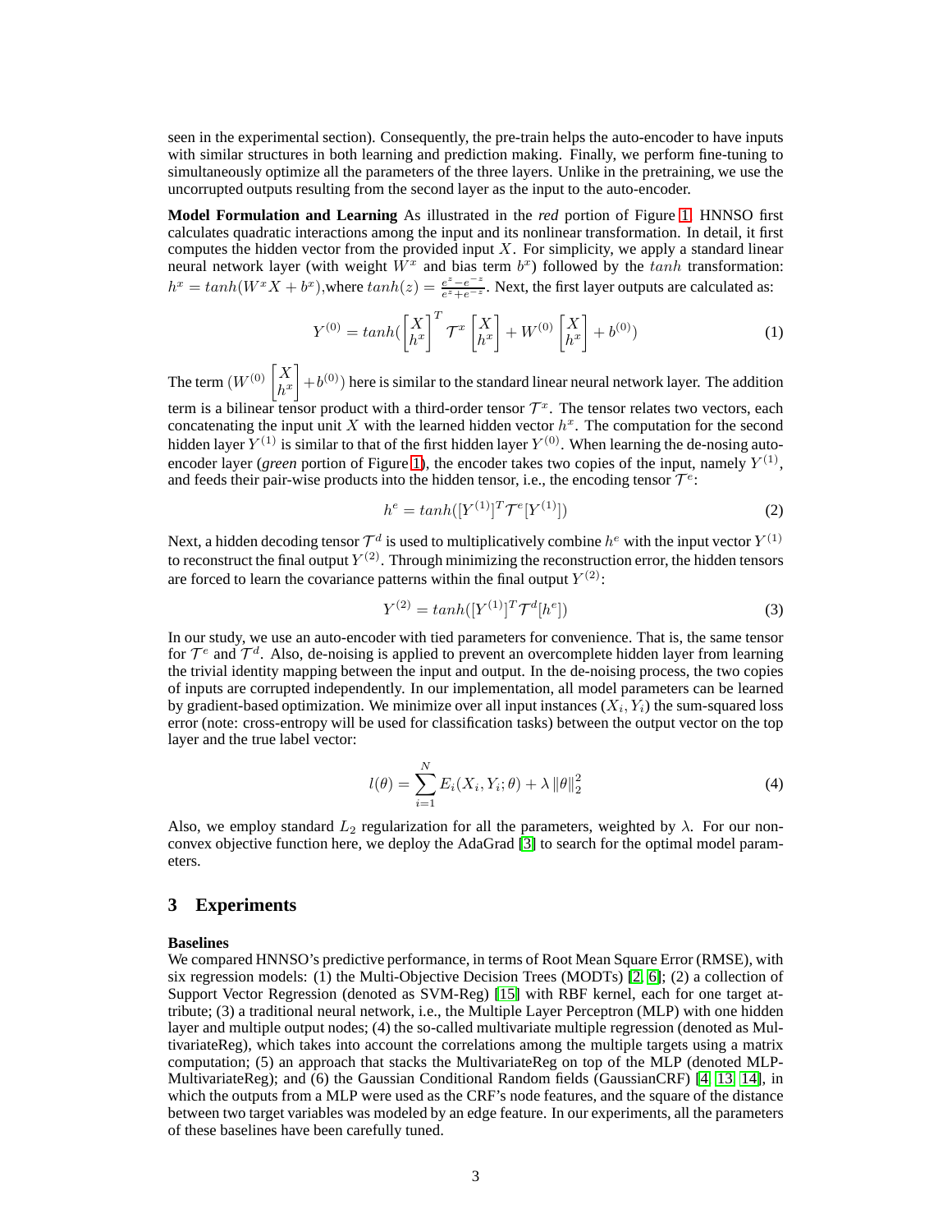seen in the experimental section). Consequently, the pre-train helps the auto-encoder to have inputs with similar structures in both learning and prediction making. Finally, we perform fine-tuning to simultaneously optimize all the parameters of the three layers. Unlike in the pretraining, we use the uncorrupted outputs resulting from the second layer as the input to the auto-encoder.

**Model Formulation and Learning** As illustrated in the *red* portion of Figure 1, HNNSO first calculates quadratic interactions among the input and its nonlinear transformation. In detail, it first computes the hidden vector from the provided input $X$. For simplicity, we apply a standard linear neural network layer (with weight $W^x$ and bias term $b^x$) followed by the $tanh$ transformation: $h^x = tanh(W^x X + b^x)$,where $tanh(z) = \frac{e^z - e^{-z}}{e^z + e^{-z}}$. Next, the first layer outputs are calculated as:

$$Y^{(0)} = tanh(\begin{bmatrix} X \\ h^x \end{bmatrix}^T \mathcal{T}^x \begin{bmatrix} X \\ h^x \end{bmatrix} + W^{(0)} \begin{bmatrix} X \\ h^x \end{bmatrix} + b^{(0)}) \tag{1}$$

The term $(W^{(0)} \begin{bmatrix} X \\ h^x \end{bmatrix} + b^{(0)})$ here is similar to the standard linear neural network layer. The addition term is a bilinear tensor product with a third-order tensor $\mathcal{T}^x$. The tensor relates two vectors, each concatenating the input unit $X$ with the learned hidden vector $h^x$. The computation for the second hidden layer $Y^{(1)}$ is similar to that of the first hidden layer $Y^{(0)}$. When learning the de-nosing auto-encoder layer (*green* portion of Figure 1), the encoder takes two copies of the input, namely $Y^{(1)}$, and feeds their pair-wise products into the hidden tensor, i.e., the encoding tensor $\mathcal{T}^e$:

$$h^e = tanh([Y^{(1)}]^T \mathcal{T}^e [Y^{(1)}]) \tag{2}$$

Next, a hidden decoding tensor $\mathcal{T}^d$ is used to multiplicatively combine $h^e$ with the input vector $Y^{(1)}$ to reconstruct the final output $Y^{(2)}$. Through minimizing the reconstruction error, the hidden tensors are forced to learn the covariance patterns within the final output $Y^{(2)}$:

$$Y^{(2)} = tanh([Y^{(1)}]^T \mathcal{T}^d [h^e]) \tag{3}$$

In our study, we use an auto-encoder with tied parameters for convenience. That is, the same tensor for $\mathcal{T}^e$ and $\mathcal{T}^d$. Also, de-noising is applied to prevent an overcomplete hidden layer from learning the trivial identity mapping between the input and output. In the de-nosing process, the two copies of inputs are corrupted independently. In our implementation, all model parameters can be learned by gradient-based optimization. We minimize over all input instances $(X_i, Y_i)$ the sum-squared loss error (note: cross-entropy will be used for classification tasks) between the output vector on the top layer and the true label vector:

$$l(\theta) = \sum_{i=1}^{N} E_i(X_i, Y_i; \theta) + \lambda \|\theta\|_2^2 \tag{4}$$

Also, we employ standard $L_2$ regularization for all the parameters, weighted by $\lambda$. For our non-convex objective function here, we deploy the AdaGrad [3] to search for the optimal model parameters.

## 3 Experiments

**Baselines**

We compared HNNSO's predictive performance, in terms of Root Mean Square Error (RMSE), with six regression models: (1) the Multi-Objective Decision Trees (MODTs) [2, 6]; (2) a collection of Support Vector Regression (denoted as SVM-Reg) [15] with RBF kernel, each for one target attribute; (3) a traditional neural network, i.e., the Multiple Layer Perceptron (MLP) with one hidden layer and multiple output nodes; (4) the so-called multivariate multiple regression (denoted as MultivariateReg), which takes into account the correlations among the multiple targets using a matrix computation; (5) an approach that stacks the MultivariateReg on top of the MLP (denoted MLP-MultivariateReg); and (6) the Gaussian Conditional Random fields (GaussianCRF) [4, 13, 14], in which the outputs from a MLP were used as the CRF's node features, and the square of the distance between two target variables was modeled by an edge feature. In our experiments, all the parameters of these baselines have been carefully tuned.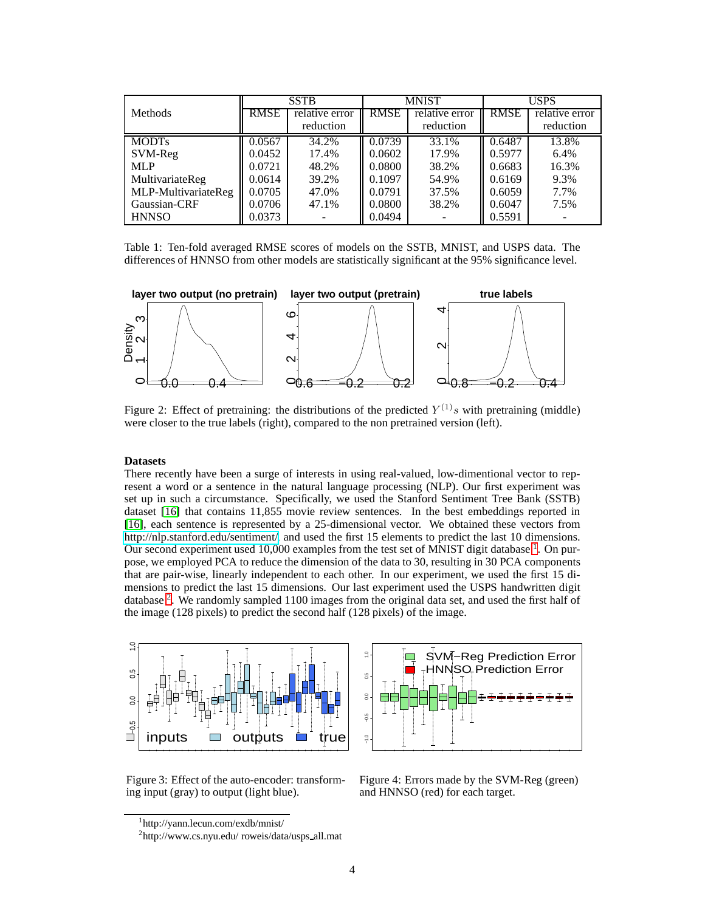| Methods | SSTB | | MNIST | | USPS | |
|---|---|---|---|---|---|---|
| | RMSE | relative error reduction | RMSE | relative error reduction | RMSE | relative error reduction |
| MODTs | 0.0567 | 34.2% | 0.0739 | 33.1% | 0.6487 | 13.8% |
| SVM-Reg | 0.0452 | 17.4% | 0.0602 | 17.9% | 0.5977 | 6.4% |
| MLP | 0.0721 | 48.2% | 0.0800 | 38.2% | 0.6683 | 16.3% |
| MultivariateReg | 0.0614 | 39.2% | 0.1097 | 54.9% | 0.6169 | 9.3% |
| MLP-MultivariateReg | 0.0705 | 47.0% | 0.0791 | 37.5% | 0.6059 | 7.7% |
| Gaussian-CRF | 0.0706 | 47.1% | 0.0800 | 38.2% | 0.6047 | 7.5% |
| HNNSO | 0.0373 | - | 0.0494 | - | 0.5591 | - |

Table 1: Ten-fold averaged RMSE scores of models on the SSTB, MNIST, and USPS data. The differences of HNNSO from other models are statistically significant at the 95% significance level.

Figure 2: Effect of pretraining: the distributions of the predicted $Y^{(1)}s$ with pretraining (middle) were closer to the true labels (right), compared to the non pretrained version (left).

**Datasets**

There recently have been a surge of interests in using real-valued, low-dimentional vector to represent a word or a sentence in the natural language processing (NLP). Our first experiment was set up in such a circumstance. Specifically, we used the Stanford Sentiment Tree Bank (SSTB) dataset [16] that contains 11,855 movie review sentences. In the best embeddings reported in [16], each sentence is represented by a 25-dimensional vector. We obtained these vectors from http://nlp.stanford.edu/sentiment/ and used the first 15 elements to predict the last 10 dimensions. Our second experiment used 10,000 examples from the test set of MNIST digit database [1]. On purpose, we employed PCA to reduce the dimension of the data to 30, resulting in 30 PCA components that are pair-wise, linearly independent to each other. In our experiment, we used the first 15 dimensions to predict the last 15 dimensions. Our last experiment used the USPS handwritten digit database [2]. We randomly sampled 1100 images from the original data set, and used the first half of the image (128 pixels) to predict the second half (128 pixels) of the image.

Figure 3: Effect of the auto-encoder: transforming input (gray) to output (light blue).

Figure 4: Errors made by the SVM-Reg (green) and HNNSO (red) for each target.

[1] http://yann.lecun.com/exdb/mnist/

[2] http://www.cs.nyu.edu/ roweis/data/usps_all.mat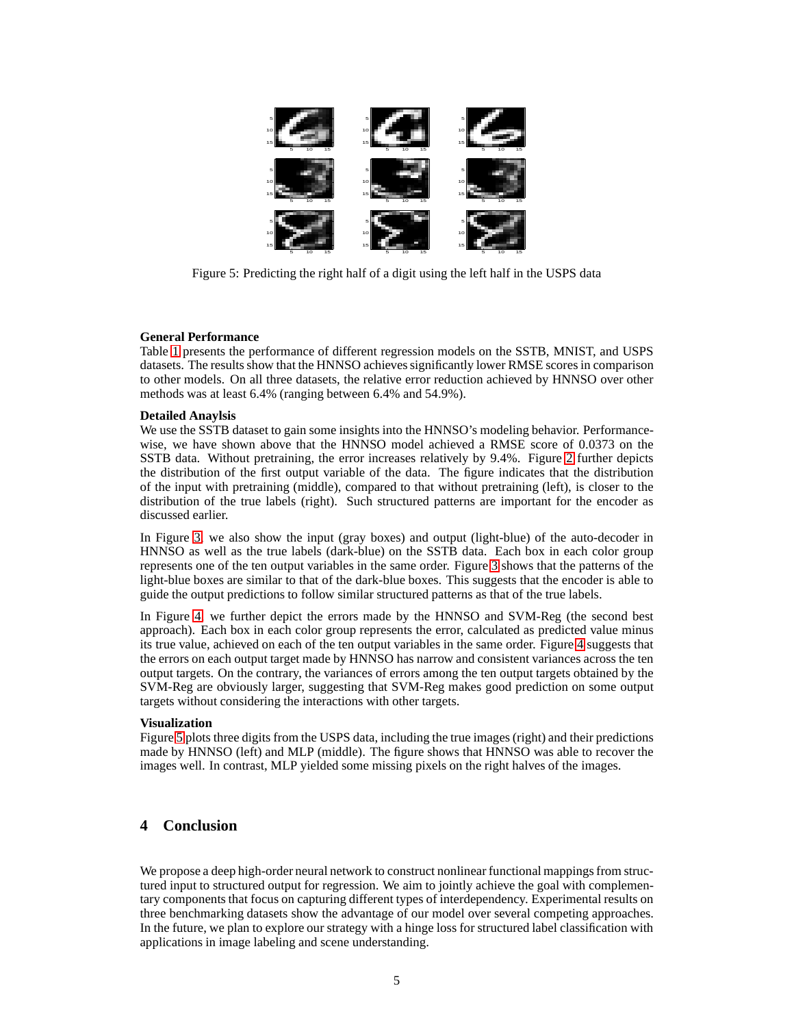Figure 5: Predicting the right half of a digit using the left half in the USPS data

**General Performance**
Table 1 presents the performance of different regression models on the SSTB, MNIST, and USPS datasets. The results show that the HNNSO achieves significantly lower RMSE scores in comparison to other models. On all three datasets, the relative error reduction achieved by HNNSO over other methods was at least 6.4% (ranging between 6.4% and 54.9%).

**Detailed Anaylsis**
We use the SSTB dataset to gain some insights into the HNNSO's modeling behavior. Performance-wise, we have shown above that the HNNSO model achieved a RMSE score of 0.0373 on the SSTB data. Without pretraining, the error increases relatively by 9.4%. Figure 2 further depicts the distribution of the first output variable of the data. The figure indicates that the distribution of the input with pretraining (middle), compared to that without pretraining (left), is closer to the distribution of the true labels (right). Such structured patterns are important for the encoder as discussed earlier.

In Figure 3, we also show the input (gray boxes) and output (light-blue) of the auto-decoder in HNNSO as well as the true labels (dark-blue) on the SSTB data. Each box in each color group represents one of the ten output variables in the same order. Figure 3 shows that the patterns of the light-blue boxes are similar to that of the dark-blue boxes. This suggests that the encoder is able to guide the output predictions to follow similar structured patterns as that of the true labels.

In Figure 4, we further depict the errors made by the HNNSO and SVM-Reg (the second best approach). Each box in each color group represents the error, calculated as predicted value minus its true value, achieved on each of the ten output variables in the same order. Figure 4 suggests that the errors on each output target made by HNNSO has narrow and consistent variances across the ten output targets. On the contrary, the variances of errors among the ten output targets obtained by the SVM-Reg are obviously larger, suggesting that SVM-Reg makes good prediction on some output targets without considering the interactions with other targets.

**Visualization**
Figure 5 plots three digits from the USPS data, including the true images (right) and their predictions made by HNNSO (left) and MLP (middle). The figure shows that HNNSO was able to recover the images well. In contrast, MLP yielded some missing pixels on the right halves of the images.

## 4 Conclusion

We propose a deep high-order neural network to construct nonlinear functional mappings from structured input to structured output for regression. We aim to jointly achieve the goal with complementary components that focus on capturing different types of interdependency. Experimental results on three benchmarking datasets show the advantage of our model over several competing approaches. In the future, we plan to explore our strategy with a hinge loss for structured label classification with applications in image labeling and scene understanding.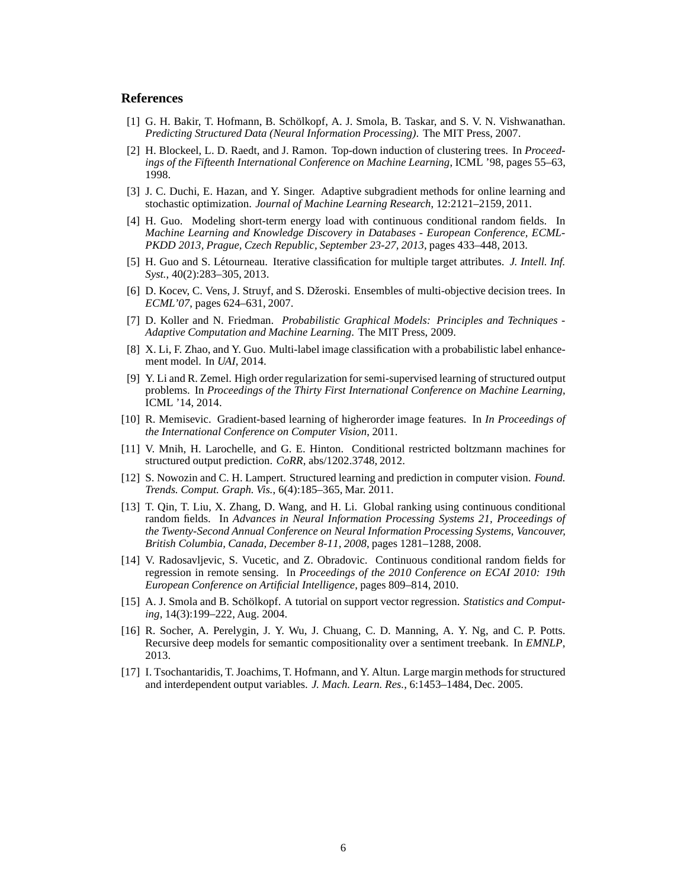## References

[1] G. H. Bakir, T. Hofmann, B. Schölkopf, A. J. Smola, B. Taskar, and S. V. N. Vishwanathan. *Predicting Structured Data (Neural Information Processing)*. The MIT Press, 2007.

[2] H. Blockeel, L. D. Raedt, and J. Ramon. Top-down induction of clustering trees. In *Proceedings of the Fifteenth International Conference on Machine Learning*, ICML '98, pages 55–63, 1998.

[3] J. C. Duchi, E. Hazan, and Y. Singer. Adaptive subgradient methods for online learning and stochastic optimization. *Journal of Machine Learning Research*, 12:2121–2159, 2011.

[4] H. Guo. Modeling short-term energy load with continuous conditional random fields. In *Machine Learning and Knowledge Discovery in Databases - European Conference, ECML-PKDD 2013, Prague, Czech Republic, September 23-27, 2013*, pages 433–448, 2013.

[5] H. Guo and S. Létourneau. Iterative classification for multiple target attributes. *J. Intell. Inf. Syst.*, 40(2):283–305, 2013.

[6] D. Kocev, C. Vens, J. Struyf, and S. Džeroski. Ensembles of multi-objective decision trees. In *ECML'07*, pages 624–631, 2007.

[7] D. Koller and N. Friedman. *Probabilistic Graphical Models: Principles and Techniques - Adaptive Computation and Machine Learning*. The MIT Press, 2009.

[8] X. Li, F. Zhao, and Y. Guo. Multi-label image classification with a probabilistic label enhancement model. In *UAI*, 2014.

[9] Y. Li and R. Zemel. High order regularization for semi-supervised learning of structured output problems. In *Proceedings of the Thirty First International Conference on Machine Learning*, ICML '14, 2014.

[10] R. Memisevic. Gradient-based learning of higherorder image features. In *In Proceedings of the International Conference on Computer Vision*, 2011.

[11] V. Mnih, H. Larochelle, and G. E. Hinton. Conditional restricted boltzmann machines for structured output prediction. *CoRR*, abs/1202.3748, 2012.

[12] S. Nowozin and C. H. Lampert. Structured learning and prediction in computer vision. *Found. Trends. Comput. Graph. Vis.*, 6(4):185–365, Mar. 2011.

[13] T. Qin, T. Liu, X. Zhang, D. Wang, and H. Li. Global ranking using continuous conditional random fields. In *Advances in Neural Information Processing Systems 21, Proceedings of the Twenty-Second Annual Conference on Neural Information Processing Systems, Vancouver, British Columbia, Canada, December 8-11, 2008*, pages 1281–1288, 2008.

[14] V. Radosavljevic, S. Vucetic, and Z. Obradovic. Continuous conditional random fields for regression in remote sensing. In *Proceedings of the 2010 Conference on ECAI 2010: 19th European Conference on Artificial Intelligence*, pages 809–814, 2010.

[15] A. J. Smola and B. Schölkopf. A tutorial on support vector regression. *Statistics and Computing*, 14(3):199–222, Aug. 2004.

[16] R. Socher, A. Perelygin, J. Y. Wu, J. Chuang, C. D. Manning, A. Y. Ng, and C. P. Potts. Recursive deep models for semantic compositionality over a sentiment treebank. In *EMNLP*, 2013.

[17] I. Tsochantaridis, T. Joachims, T. Hofmann, and Y. Altun. Large margin methods for structured and interdependent output variables. *J. Mach. Learn. Res.*, 6:1453–1484, Dec. 2005.